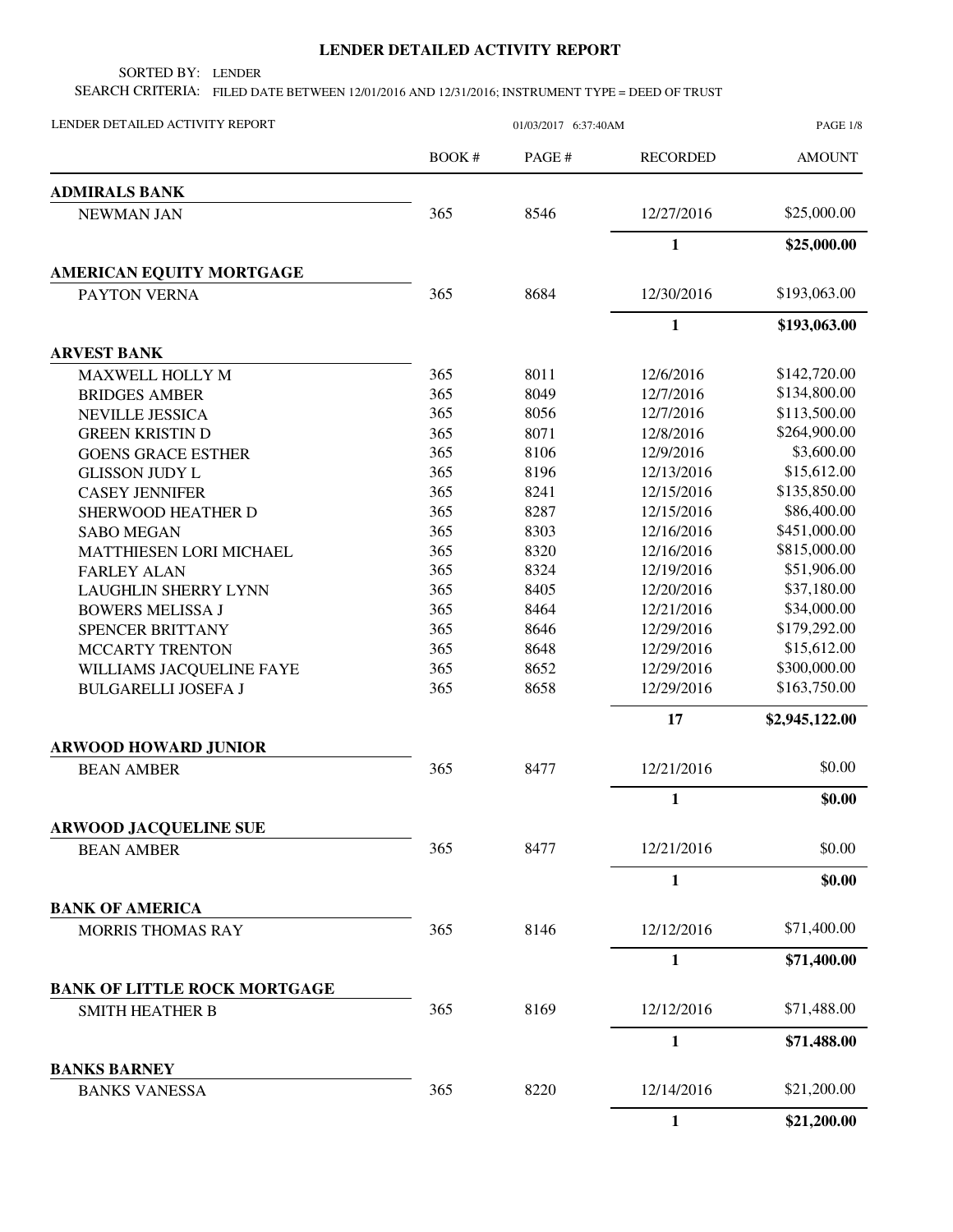# LENDER DETAILED ACTIVITY REPORT

SORTED BY: LENDER

SEARCH CRITERIA: FILED DATE BETWEEN 12/01/2016 AND 12/31/2016; INSTRUMENT TYPE = DEED OF TRUST

LENDER DETAILED ACTIVITY REPORT — 01/03/2017 6:37:40AM

| | BOOK # | PAGE # | RECORDED | AMOUNT |
|---|---|---|---|---|
| **ADMIRALS BANK** | | | | |
| NEWMAN JAN | 365 | 8546 | 12/27/2016 | $25,000.00 |
| | | | **1** | **$25,000.00** |
| **AMERICAN EQUITY MORTGAGE** | | | | |
| PAYTON VERNA | 365 | 8684 | 12/30/2016 | $193,063.00 |
| | | | **1** | **$193,063.00** |
| **ARVEST BANK** | | | | |
| MAXWELL HOLLY M | 365 | 8011 | 12/6/2016 | $142,720.00 |
| BRIDGES AMBER | 365 | 8049 | 12/7/2016 | $134,800.00 |
| NEVILLE JESSICA | 365 | 8056 | 12/7/2016 | $113,500.00 |
| GREEN KRISTIN D | 365 | 8071 | 12/8/2016 | $264,900.00 |
| GOENS GRACE ESTHER | 365 | 8106 | 12/9/2016 | $3,600.00 |
| GLISSON JUDY L | 365 | 8196 | 12/13/2016 | $15,612.00 |
| CASEY JENNIFER | 365 | 8241 | 12/15/2016 | $135,850.00 |
| SHERWOOD HEATHER D | 365 | 8287 | 12/15/2016 | $86,400.00 |
| SABO MEGAN | 365 | 8303 | 12/16/2016 | $451,000.00 |
| MATTHIESEN LORI MICHAEL | 365 | 8320 | 12/16/2016 | $815,000.00 |
| FARLEY ALAN | 365 | 8324 | 12/19/2016 | $51,906.00 |
| LAUGHLIN SHERRY LYNN | 365 | 8405 | 12/20/2016 | $37,180.00 |
| BOWERS MELISSA J | 365 | 8464 | 12/21/2016 | $34,000.00 |
| SPENCER BRITTANY | 365 | 8646 | 12/29/2016 | $179,292.00 |
| MCCARTY TRENTON | 365 | 8648 | 12/29/2016 | $15,612.00 |
| WILLIAMS JACQUELINE FAYE | 365 | 8652 | 12/29/2016 | $300,000.00 |
| BULGARELLI JOSEFA J | 365 | 8658 | 12/29/2016 | $163,750.00 |
| | | | **17** | **$2,945,122.00** |
| **ARWOOD HOWARD JUNIOR** | | | | |
| BEAN AMBER | 365 | 8477 | 12/21/2016 | $0.00 |
| | | | **1** | **$0.00** |
| **ARWOOD JACQUELINE SUE** | | | | |
| BEAN AMBER | 365 | 8477 | 12/21/2016 | $0.00 |
| | | | **1** | **$0.00** |
| **BANK OF AMERICA** | | | | |
| MORRIS THOMAS RAY | 365 | 8146 | 12/12/2016 | $71,400.00 |
| | | | **1** | **$71,400.00** |
| **BANK OF LITTLE ROCK MORTGAGE** | | | | |
| SMITH HEATHER B | 365 | 8169 | 12/12/2016 | $71,488.00 |
| | | | **1** | **$71,488.00** |
| **BANKS BARNEY** | | | | |
| BANKS VANESSA | 365 | 8220 | 12/14/2016 | $21,200.00 |
| | | | **1** | **$21,200.00** |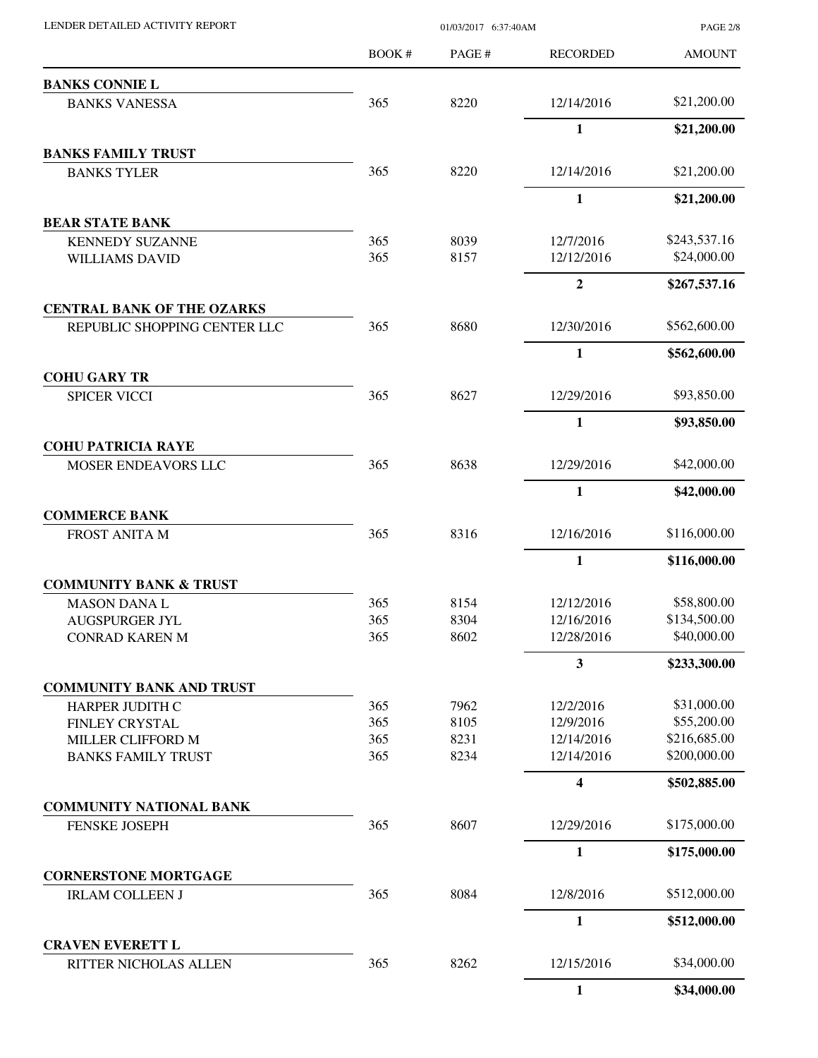| | BOOK # | PAGE # | RECORDED | AMOUNT |
|---|---|---|---|---|
| **BANKS CONNIE L** | | | | |
| BANKS VANESSA | 365 | 8220 | 12/14/2016 | $21,200.00 |
| | | | **1** | **$21,200.00** |
| **BANKS FAMILY TRUST** | | | | |
| BANKS TYLER | 365 | 8220 | 12/14/2016 | $21,200.00 |
| | | | **1** | **$21,200.00** |
| **BEAR STATE BANK** | | | | |
| KENNEDY SUZANNE | 365 | 8039 | 12/7/2016 | $243,537.16 |
| WILLIAMS DAVID | 365 | 8157 | 12/12/2016 | $24,000.00 |
| | | | **2** | **$267,537.16** |
| **CENTRAL BANK OF THE OZARKS** | | | | |
| REPUBLIC SHOPPING CENTER LLC | 365 | 8680 | 12/30/2016 | $562,600.00 |
| | | | **1** | **$562,600.00** |
| **COHU GARY TR** | | | | |
| SPICER VICCI | 365 | 8627 | 12/29/2016 | $93,850.00 |
| | | | **1** | **$93,850.00** |
| **COHU PATRICIA RAYE** | | | | |
| MOSER ENDEAVORS LLC | 365 | 8638 | 12/29/2016 | $42,000.00 |
| | | | **1** | **$42,000.00** |
| **COMMERCE BANK** | | | | |
| FROST ANITA M | 365 | 8316 | 12/16/2016 | $116,000.00 |
| | | | **1** | **$116,000.00** |
| **COMMUNITY BANK & TRUST** | | | | |
| MASON DANA L | 365 | 8154 | 12/12/2016 | $58,800.00 |
| AUGSPURGER JYL | 365 | 8304 | 12/16/2016 | $134,500.00 |
| CONRAD KAREN M | 365 | 8602 | 12/28/2016 | $40,000.00 |
| | | | **3** | **$233,300.00** |
| **COMMUNITY BANK AND TRUST** | | | | |
| HARPER JUDITH C | 365 | 7962 | 12/2/2016 | $31,000.00 |
| FINLEY CRYSTAL | 365 | 8105 | 12/9/2016 | $55,200.00 |
| MILLER CLIFFORD M | 365 | 8231 | 12/14/2016 | $216,685.00 |
| BANKS FAMILY TRUST | 365 | 8234 | 12/14/2016 | $200,000.00 |
| | | | **4** | **$502,885.00** |
| **COMMUNITY NATIONAL BANK** | | | | |
| FENSKE JOSEPH | 365 | 8607 | 12/29/2016 | $175,000.00 |
| | | | **1** | **$175,000.00** |
| **CORNERSTONE MORTGAGE** | | | | |
| IRLAM COLLEEN J | 365 | 8084 | 12/8/2016 | $512,000.00 |
| | | | **1** | **$512,000.00** |
| **CRAVEN EVERETT L** | | | | |
| RITTER NICHOLAS ALLEN | 365 | 8262 | 12/15/2016 | $34,000.00 |
| | | | **1** | **$34,000.00** |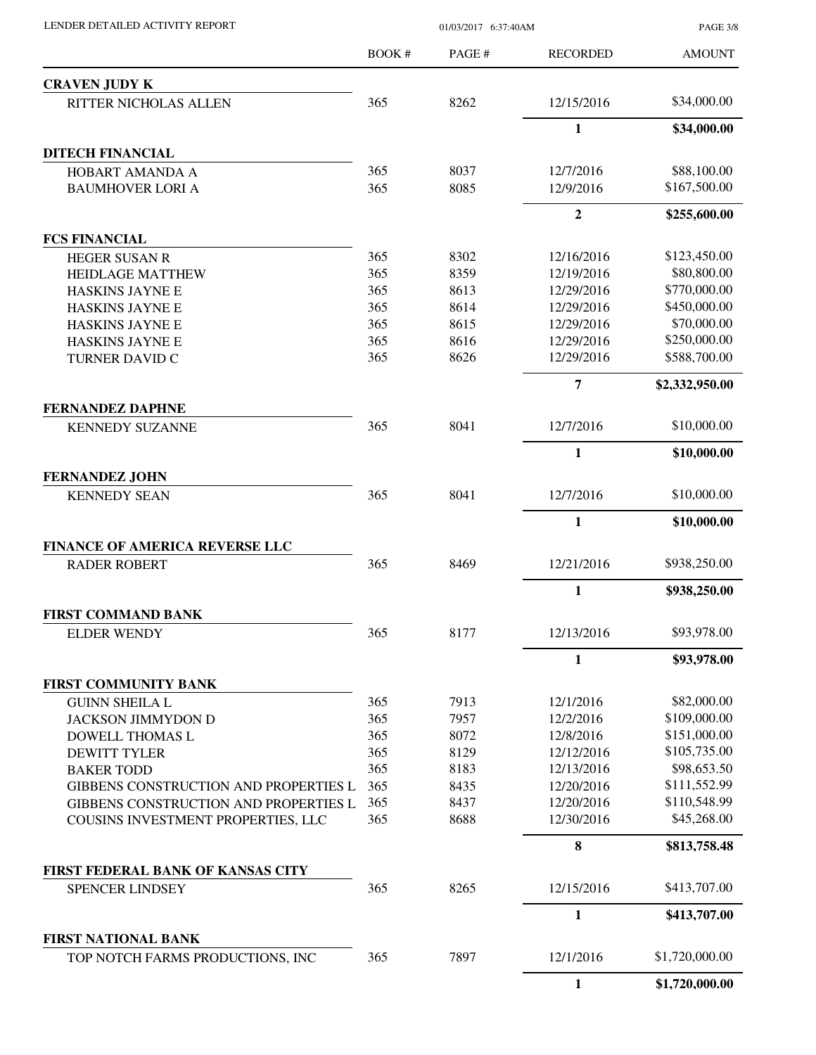| | BOOK # | PAGE # | RECORDED | AMOUNT |
|---|---|---|---|---|
| **CRAVEN JUDY K** | | | | |
| RITTER NICHOLAS ALLEN | 365 | 8262 | 12/15/2016 | $34,000.00 |
| | | | **1** | **$34,000.00** |
| **DITECH FINANCIAL** | | | | |
| HOBART AMANDA A | 365 | 8037 | 12/7/2016 | $88,100.00 |
| BAUMHOVER LORI A | 365 | 8085 | 12/9/2016 | $167,500.00 |
| | | | **2** | **$255,600.00** |
| **FCS FINANCIAL** | | | | |
| HEGER SUSAN R | 365 | 8302 | 12/16/2016 | $123,450.00 |
| HEIDLAGE MATTHEW | 365 | 8359 | 12/19/2016 | $80,800.00 |
| HASKINS JAYNE E | 365 | 8613 | 12/29/2016 | $770,000.00 |
| HASKINS JAYNE E | 365 | 8614 | 12/29/2016 | $450,000.00 |
| HASKINS JAYNE E | 365 | 8615 | 12/29/2016 | $70,000.00 |
| HASKINS JAYNE E | 365 | 8616 | 12/29/2016 | $250,000.00 |
| TURNER DAVID C | 365 | 8626 | 12/29/2016 | $588,700.00 |
| | | | **7** | **$2,332,950.00** |
| **FERNANDEZ DAPHNE** | | | | |
| KENNEDY SUZANNE | 365 | 8041 | 12/7/2016 | $10,000.00 |
| | | | **1** | **$10,000.00** |
| **FERNANDEZ JOHN** | | | | |
| KENNEDY SEAN | 365 | 8041 | 12/7/2016 | $10,000.00 |
| | | | **1** | **$10,000.00** |
| **FINANCE OF AMERICA REVERSE LLC** | | | | |
| RADER ROBERT | 365 | 8469 | 12/21/2016 | $938,250.00 |
| | | | **1** | **$938,250.00** |
| **FIRST COMMAND BANK** | | | | |
| ELDER WENDY | 365 | 8177 | 12/13/2016 | $93,978.00 |
| | | | **1** | **$93,978.00** |
| **FIRST COMMUNITY BANK** | | | | |
| GUINN SHEILA L | 365 | 7913 | 12/1/2016 | $82,000.00 |
| JACKSON JIMMYDON D | 365 | 7957 | 12/2/2016 | $109,000.00 |
| DOWELL THOMAS L | 365 | 8072 | 12/8/2016 | $151,000.00 |
| DEWITT TYLER | 365 | 8129 | 12/12/2016 | $105,735.00 |
| BAKER TODD | 365 | 8183 | 12/13/2016 | $98,653.50 |
| GIBBENS CONSTRUCTION AND PROPERTIES L | 365 | 8435 | 12/20/2016 | $111,552.99 |
| GIBBENS CONSTRUCTION AND PROPERTIES L | 365 | 8437 | 12/20/2016 | $110,548.99 |
| COUSINS INVESTMENT PROPERTIES, LLC | 365 | 8688 | 12/30/2016 | $45,268.00 |
| | | | **8** | **$813,758.48** |
| **FIRST FEDERAL BANK OF KANSAS CITY** | | | | |
| SPENCER LINDSEY | 365 | 8265 | 12/15/2016 | $413,707.00 |
| | | | **1** | **$413,707.00** |
| **FIRST NATIONAL BANK** | | | | |
| TOP NOTCH FARMS PRODUCTIONS, INC | 365 | 7897 | 12/1/2016 | $1,720,000.00 |
| | | | **1** | **$1,720,000.00** |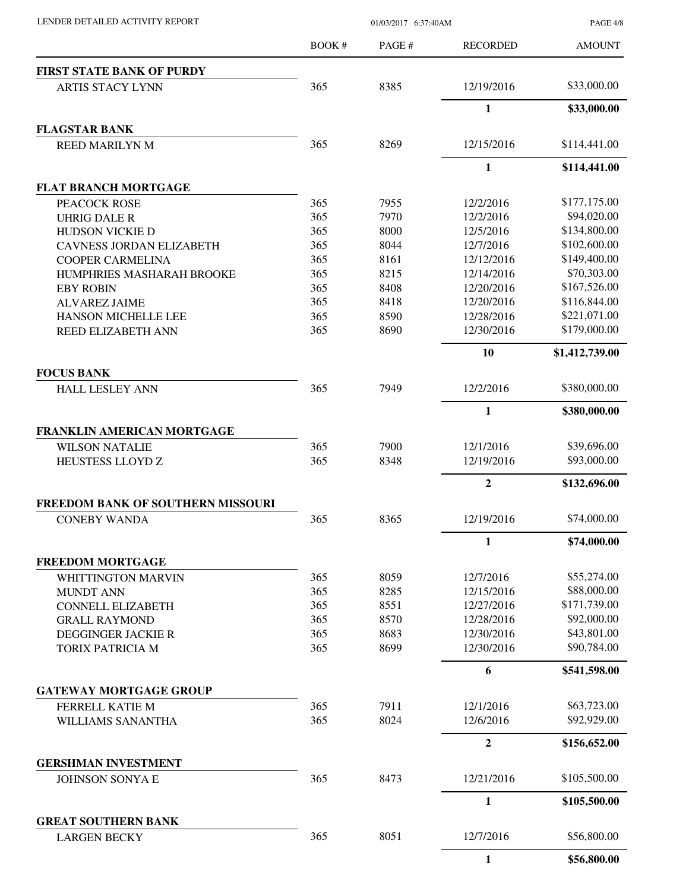LENDER DETAILED ACTIVITY REPORT

| | BOOK # | PAGE # | RECORDED | AMOUNT |
|---|---|---|---|---|
| **FIRST STATE BANK OF PURDY** | | | | |
| ARTIS STACY LYNN | 365 | 8385 | 12/19/2016 | $33,000.00 |
| | | | **1** | **$33,000.00** |
| **FLAGSTAR BANK** | | | | |
| REED MARILYN M | 365 | 8269 | 12/15/2016 | $114,441.00 |
| | | | **1** | **$114,441.00** |
| **FLAT BRANCH MORTGAGE** | | | | |
| PEACOCK ROSE | 365 | 7955 | 12/2/2016 | $177,175.00 |
| UHRIG DALE R | 365 | 7970 | 12/2/2016 | $94,020.00 |
| HUDSON VICKIE D | 365 | 8000 | 12/5/2016 | $134,800.00 |
| CAVNESS JORDAN ELIZABETH | 365 | 8044 | 12/7/2016 | $102,600.00 |
| COOPER CARMELINA | 365 | 8161 | 12/12/2016 | $149,400.00 |
| HUMPHRIES MASHARAH BROOKE | 365 | 8215 | 12/14/2016 | $70,303.00 |
| EBY ROBIN | 365 | 8408 | 12/20/2016 | $167,526.00 |
| ALVAREZ JAIME | 365 | 8418 | 12/20/2016 | $116,844.00 |
| HANSON MICHELLE LEE | 365 | 8590 | 12/28/2016 | $221,071.00 |
| REED ELIZABETH ANN | 365 | 8690 | 12/30/2016 | $179,000.00 |
| | | | **10** | **$1,412,739.00** |
| **FOCUS BANK** | | | | |
| HALL LESLEY ANN | 365 | 7949 | 12/2/2016 | $380,000.00 |
| | | | **1** | **$380,000.00** |
| **FRANKLIN AMERICAN MORTGAGE** | | | | |
| WILSON NATALIE | 365 | 7900 | 12/1/2016 | $39,696.00 |
| HEUSTESS LLOYD Z | 365 | 8348 | 12/19/2016 | $93,000.00 |
| | | | **2** | **$132,696.00** |
| **FREEDOM BANK OF SOUTHERN MISSOURI** | | | | |
| CONEBY WANDA | 365 | 8365 | 12/19/2016 | $74,000.00 |
| | | | **1** | **$74,000.00** |
| **FREEDOM MORTGAGE** | | | | |
| WHITTINGTON MARVIN | 365 | 8059 | 12/7/2016 | $55,274.00 |
| MUNDT ANN | 365 | 8285 | 12/15/2016 | $88,000.00 |
| CONNELL ELIZABETH | 365 | 8551 | 12/27/2016 | $171,739.00 |
| GRALL RAYMOND | 365 | 8570 | 12/28/2016 | $92,000.00 |
| DEGGINGER JACKIE R | 365 | 8683 | 12/30/2016 | $43,801.00 |
| TORIX PATRICIA M | 365 | 8699 | 12/30/2016 | $90,784.00 |
| | | | **6** | **$541,598.00** |
| **GATEWAY MORTGAGE GROUP** | | | | |
| FERRELL KATIE M | 365 | 7911 | 12/1/2016 | $63,723.00 |
| WILLIAMS SANANTHA | 365 | 8024 | 12/6/2016 | $92,929.00 |
| | | | **2** | **$156,652.00** |
| **GERSHMAN INVESTMENT** | | | | |
| JOHNSON SONYA E | 365 | 8473 | 12/21/2016 | $105,500.00 |
| | | | **1** | **$105,500.00** |
| **GREAT SOUTHERN BANK** | | | | |
| LARGEN BECKY | 365 | 8051 | 12/7/2016 | $56,800.00 |
| | | | **1** | **$56,800.00** |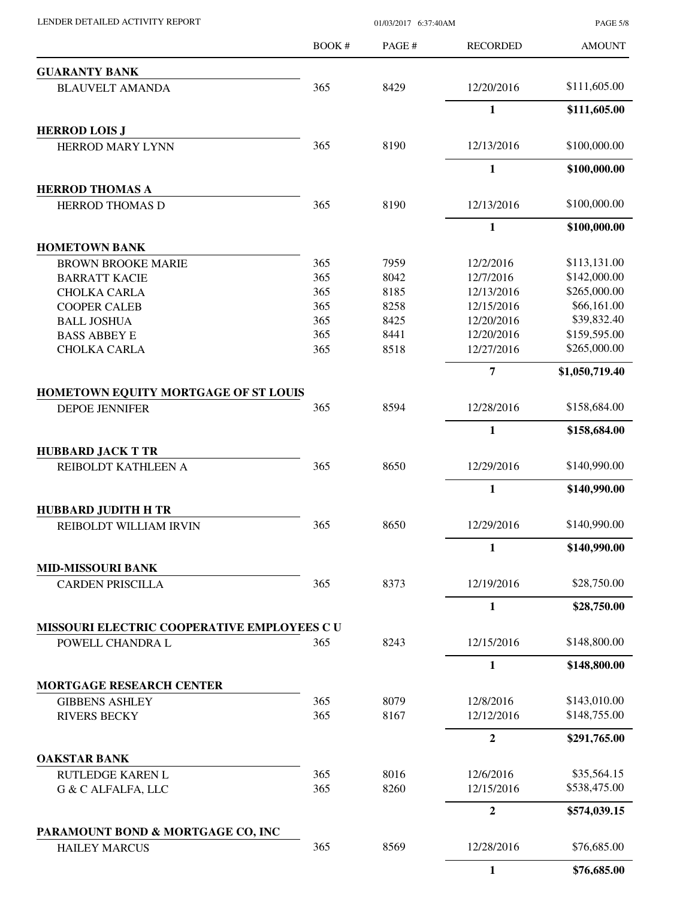| | BOOK # | PAGE # | RECORDED | AMOUNT |
|---|---|---|---|---|
| **GUARANTY BANK** | | | | |
| BLAUVELT AMANDA | 365 | 8429 | 12/20/2016 | $111,605.00 |
| | | | **1** | **$111,605.00** |
| **HERROD LOIS J** | | | | |
| HERROD MARY LYNN | 365 | 8190 | 12/13/2016 | $100,000.00 |
| | | | **1** | **$100,000.00** |
| **HERROD THOMAS A** | | | | |
| HERROD THOMAS D | 365 | 8190 | 12/13/2016 | $100,000.00 |
| | | | **1** | **$100,000.00** |
| **HOMETOWN BANK** | | | | |
| BROWN BROOKE MARIE | 365 | 7959 | 12/2/2016 | $113,131.00 |
| BARRATT KACIE | 365 | 8042 | 12/7/2016 | $142,000.00 |
| CHOLKA CARLA | 365 | 8185 | 12/13/2016 | $265,000.00 |
| COOPER CALEB | 365 | 8258 | 12/15/2016 | $66,161.00 |
| BALL JOSHUA | 365 | 8425 | 12/20/2016 | $39,832.40 |
| BASS ABBEY E | 365 | 8441 | 12/20/2016 | $159,595.00 |
| CHOLKA CARLA | 365 | 8518 | 12/27/2016 | $265,000.00 |
| | | | **7** | **$1,050,719.40** |
| **HOMETOWN EQUITY MORTGAGE OF ST LOUIS** | | | | |
| DEPOE JENNIFER | 365 | 8594 | 12/28/2016 | $158,684.00 |
| | | | **1** | **$158,684.00** |
| **HUBBARD JACK T TR** | | | | |
| REIBOLDT KATHLEEN A | 365 | 8650 | 12/29/2016 | $140,990.00 |
| | | | **1** | **$140,990.00** |
| **HUBBARD JUDITH H TR** | | | | |
| REIBOLDT WILLIAM IRVIN | 365 | 8650 | 12/29/2016 | $140,990.00 |
| | | | **1** | **$140,990.00** |
| **MID-MISSOURI BANK** | | | | |
| CARDEN PRISCILLA | 365 | 8373 | 12/19/2016 | $28,750.00 |
| | | | **1** | **$28,750.00** |
| **MISSOURI ELECTRIC COOPERATIVE EMPLOYEES C U** | | | | |
| POWELL CHANDRA L | 365 | 8243 | 12/15/2016 | $148,800.00 |
| | | | **1** | **$148,800.00** |
| **MORTGAGE RESEARCH CENTER** | | | | |
| GIBBENS ASHLEY | 365 | 8079 | 12/8/2016 | $143,010.00 |
| RIVERS BECKY | 365 | 8167 | 12/12/2016 | $148,755.00 |
| | | | **2** | **$291,765.00** |
| **OAKSTAR BANK** | | | | |
| RUTLEDGE KAREN L | 365 | 8016 | 12/6/2016 | $35,564.15 |
| G & C ALFALFA, LLC | 365 | 8260 | 12/15/2016 | $538,475.00 |
| | | | **2** | **$574,039.15** |
| **PARAMOUNT BOND & MORTGAGE CO, INC** | | | | |
| HAILEY MARCUS | 365 | 8569 | 12/28/2016 | $76,685.00 |
| | | | **1** | **$76,685.00** |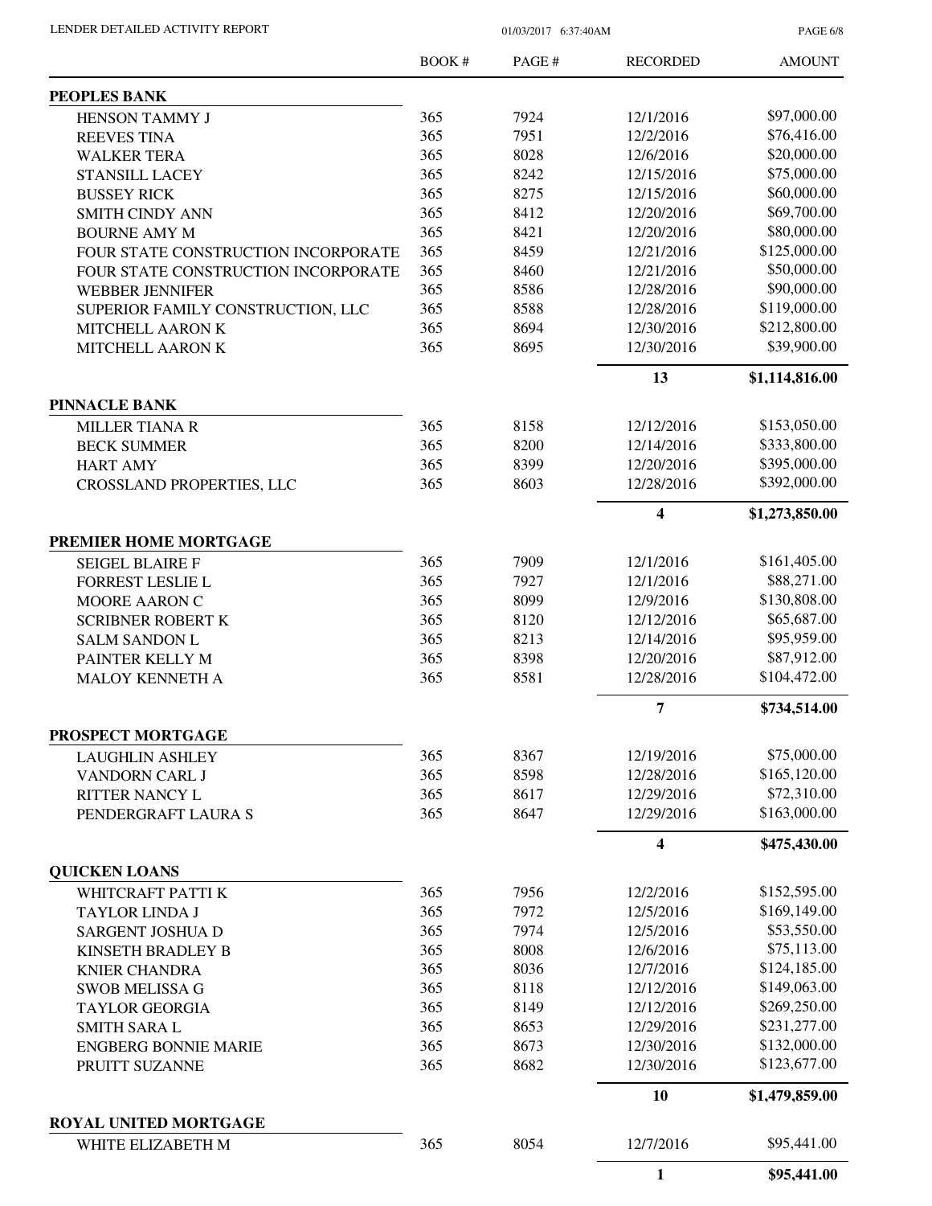| | BOOK # | PAGE # | RECORDED | AMOUNT |
|---|---|---|---|---|
| **PEOPLES BANK** | | | | |
| HENSON TAMMY J | 365 | 7924 | 12/1/2016 | $97,000.00 |
| REEVES TINA | 365 | 7951 | 12/2/2016 | $76,416.00 |
| WALKER TERA | 365 | 8028 | 12/6/2016 | $20,000.00 |
| STANSILL LACEY | 365 | 8242 | 12/15/2016 | $75,000.00 |
| BUSSEY RICK | 365 | 8275 | 12/15/2016 | $60,000.00 |
| SMITH CINDY ANN | 365 | 8412 | 12/20/2016 | $69,700.00 |
| BOURNE AMY M | 365 | 8421 | 12/20/2016 | $80,000.00 |
| FOUR STATE CONSTRUCTION INCORPORATE | 365 | 8459 | 12/21/2016 | $125,000.00 |
| FOUR STATE CONSTRUCTION INCORPORATE | 365 | 8460 | 12/21/2016 | $50,000.00 |
| WEBBER JENNIFER | 365 | 8586 | 12/28/2016 | $90,000.00 |
| SUPERIOR FAMILY CONSTRUCTION, LLC | 365 | 8588 | 12/28/2016 | $119,000.00 |
| MITCHELL AARON K | 365 | 8694 | 12/30/2016 | $212,800.00 |
| MITCHELL AARON K | 365 | 8695 | 12/30/2016 | $39,900.00 |
| | | | **13** | **$1,114,816.00** |
| **PINNACLE BANK** | | | | |
| MILLER TIANA R | 365 | 8158 | 12/12/2016 | $153,050.00 |
| BECK SUMMER | 365 | 8200 | 12/14/2016 | $333,800.00 |
| HART AMY | 365 | 8399 | 12/20/2016 | $395,000.00 |
| CROSSLAND PROPERTIES, LLC | 365 | 8603 | 12/28/2016 | $392,000.00 |
| | | | **4** | **$1,273,850.00** |
| **PREMIER HOME MORTGAGE** | | | | |
| SEIGEL BLAIRE F | 365 | 7909 | 12/1/2016 | $161,405.00 |
| FORREST LESLIE L | 365 | 7927 | 12/1/2016 | $88,271.00 |
| MOORE AARON C | 365 | 8099 | 12/9/2016 | $130,808.00 |
| SCRIBNER ROBERT K | 365 | 8120 | 12/12/2016 | $65,687.00 |
| SALM SANDON L | 365 | 8213 | 12/14/2016 | $95,959.00 |
| PAINTER KELLY M | 365 | 8398 | 12/20/2016 | $87,912.00 |
| MALOY KENNETH A | 365 | 8581 | 12/28/2016 | $104,472.00 |
| | | | **7** | **$734,514.00** |
| **PROSPECT MORTGAGE** | | | | |
| LAUGHLIN ASHLEY | 365 | 8367 | 12/19/2016 | $75,000.00 |
| VANDORN CARL J | 365 | 8598 | 12/28/2016 | $165,120.00 |
| RITTER NANCY L | 365 | 8617 | 12/29/2016 | $72,310.00 |
| PENDERGRAFT LAURA S | 365 | 8647 | 12/29/2016 | $163,000.00 |
| | | | **4** | **$475,430.00** |
| **QUICKEN LOANS** | | | | |
| WHITCRAFT PATTI K | 365 | 7956 | 12/2/2016 | $152,595.00 |
| TAYLOR LINDA J | 365 | 7972 | 12/5/2016 | $169,149.00 |
| SARGENT JOSHUA D | 365 | 7974 | 12/5/2016 | $53,550.00 |
| KINSETH BRADLEY B | 365 | 8008 | 12/6/2016 | $75,113.00 |
| KNIER CHANDRA | 365 | 8036 | 12/7/2016 | $124,185.00 |
| SWOB MELISSA G | 365 | 8118 | 12/12/2016 | $149,063.00 |
| TAYLOR GEORGIA | 365 | 8149 | 12/12/2016 | $269,250.00 |
| SMITH SARA L | 365 | 8653 | 12/29/2016 | $231,277.00 |
| ENGBERG BONNIE MARIE | 365 | 8673 | 12/30/2016 | $132,000.00 |
| PRUITT SUZANNE | 365 | 8682 | 12/30/2016 | $123,677.00 |
| | | | **10** | **$1,479,859.00** |
| **ROYAL UNITED MORTGAGE** | | | | |
| WHITE ELIZABETH M | 365 | 8054 | 12/7/2016 | $95,441.00 |
| | | | **1** | **$95,441.00** |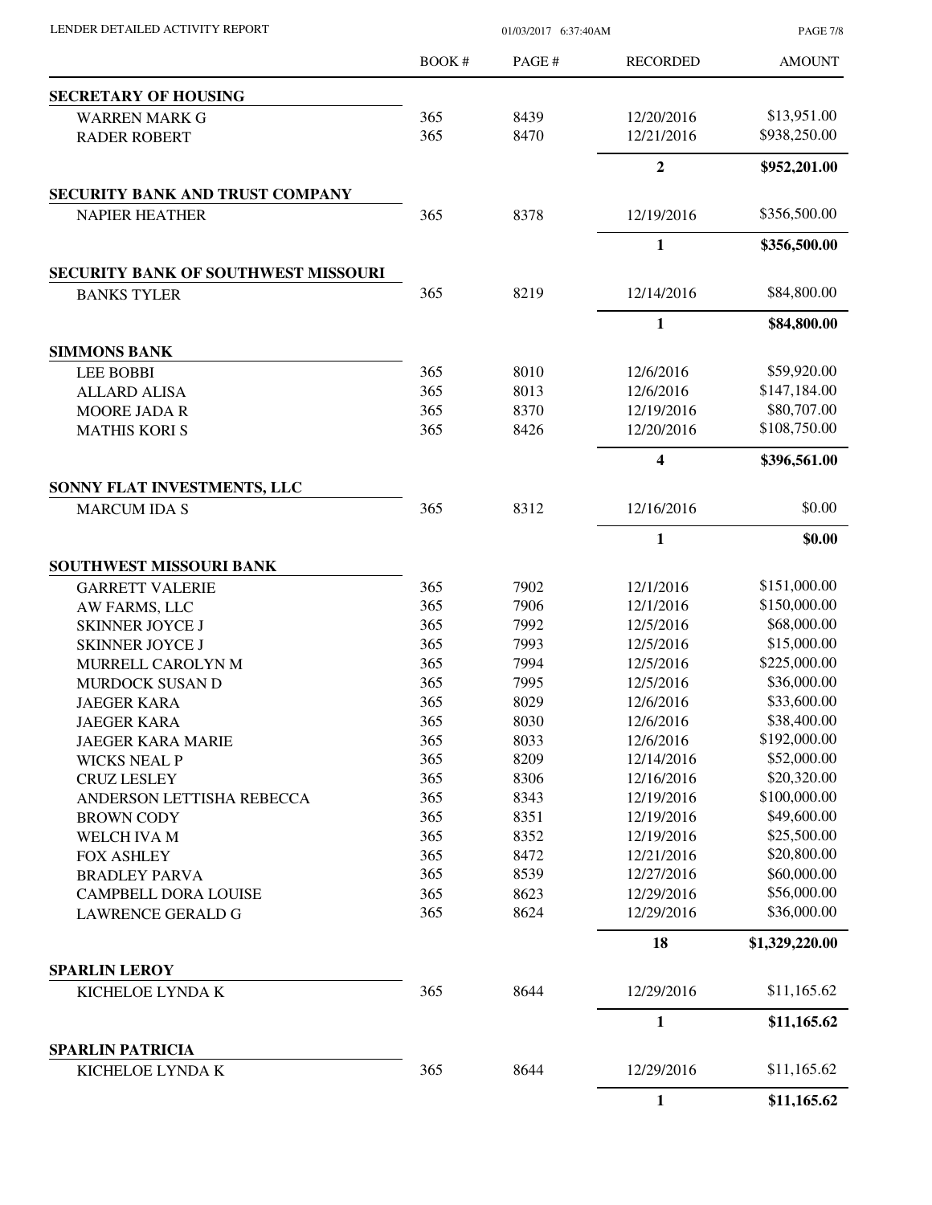| | BOOK # | PAGE # | RECORDED | AMOUNT |
|---|---|---|---|---|
| **SECRETARY OF HOUSING** | | | | |
| WARREN MARK G | 365 | 8439 | 12/20/2016 | $13,951.00 |
| RADER ROBERT | 365 | 8470 | 12/21/2016 | $938,250.00 |
| | | | **2** | **$952,201.00** |
| **SECURITY BANK AND TRUST COMPANY** | | | | |
| NAPIER HEATHER | 365 | 8378 | 12/19/2016 | $356,500.00 |
| | | | **1** | **$356,500.00** |
| **SECURITY BANK OF SOUTHWEST MISSOURI** | | | | |
| BANKS TYLER | 365 | 8219 | 12/14/2016 | $84,800.00 |
| | | | **1** | **$84,800.00** |
| **SIMMONS BANK** | | | | |
| LEE BOBBI | 365 | 8010 | 12/6/2016 | $59,920.00 |
| ALLARD ALISA | 365 | 8013 | 12/6/2016 | $147,184.00 |
| MOORE JADA R | 365 | 8370 | 12/19/2016 | $80,707.00 |
| MATHIS KORI S | 365 | 8426 | 12/20/2016 | $108,750.00 |
| | | | **4** | **$396,561.00** |
| **SONNY FLAT INVESTMENTS, LLC** | | | | |
| MARCUM IDA S | 365 | 8312 | 12/16/2016 | $0.00 |
| | | | **1** | **$0.00** |
| **SOUTHWEST MISSOURI BANK** | | | | |
| GARRETT VALERIE | 365 | 7902 | 12/1/2016 | $151,000.00 |
| AW FARMS, LLC | 365 | 7906 | 12/1/2016 | $150,000.00 |
| SKINNER JOYCE J | 365 | 7992 | 12/5/2016 | $68,000.00 |
| SKINNER JOYCE J | 365 | 7993 | 12/5/2016 | $15,000.00 |
| MURRELL CAROLYN M | 365 | 7994 | 12/5/2016 | $225,000.00 |
| MURDOCK SUSAN D | 365 | 7995 | 12/5/2016 | $36,000.00 |
| JAEGER KARA | 365 | 8029 | 12/6/2016 | $33,600.00 |
| JAEGER KARA | 365 | 8030 | 12/6/2016 | $38,400.00 |
| JAEGER KARA MARIE | 365 | 8033 | 12/6/2016 | $192,000.00 |
| WICKS NEAL P | 365 | 8209 | 12/14/2016 | $52,000.00 |
| CRUZ LESLEY | 365 | 8306 | 12/16/2016 | $20,320.00 |
| ANDERSON LETTISHA REBECCA | 365 | 8343 | 12/19/2016 | $100,000.00 |
| BROWN CODY | 365 | 8351 | 12/19/2016 | $49,600.00 |
| WELCH IVA M | 365 | 8352 | 12/19/2016 | $25,500.00 |
| FOX ASHLEY | 365 | 8472 | 12/21/2016 | $20,800.00 |
| BRADLEY PARVA | 365 | 8539 | 12/27/2016 | $60,000.00 |
| CAMPBELL DORA LOUISE | 365 | 8623 | 12/29/2016 | $56,000.00 |
| LAWRENCE GERALD G | 365 | 8624 | 12/29/2016 | $36,000.00 |
| | | | **18** | **$1,329,220.00** |
| **SPARLIN LEROY** | | | | |
| KICHELOE LYNDA K | 365 | 8644 | 12/29/2016 | $11,165.62 |
| | | | **1** | **$11,165.62** |
| **SPARLIN PATRICIA** | | | | |
| KICHELOE LYNDA K | 365 | 8644 | 12/29/2016 | $11,165.62 |
| | | | **1** | **$11,165.62** |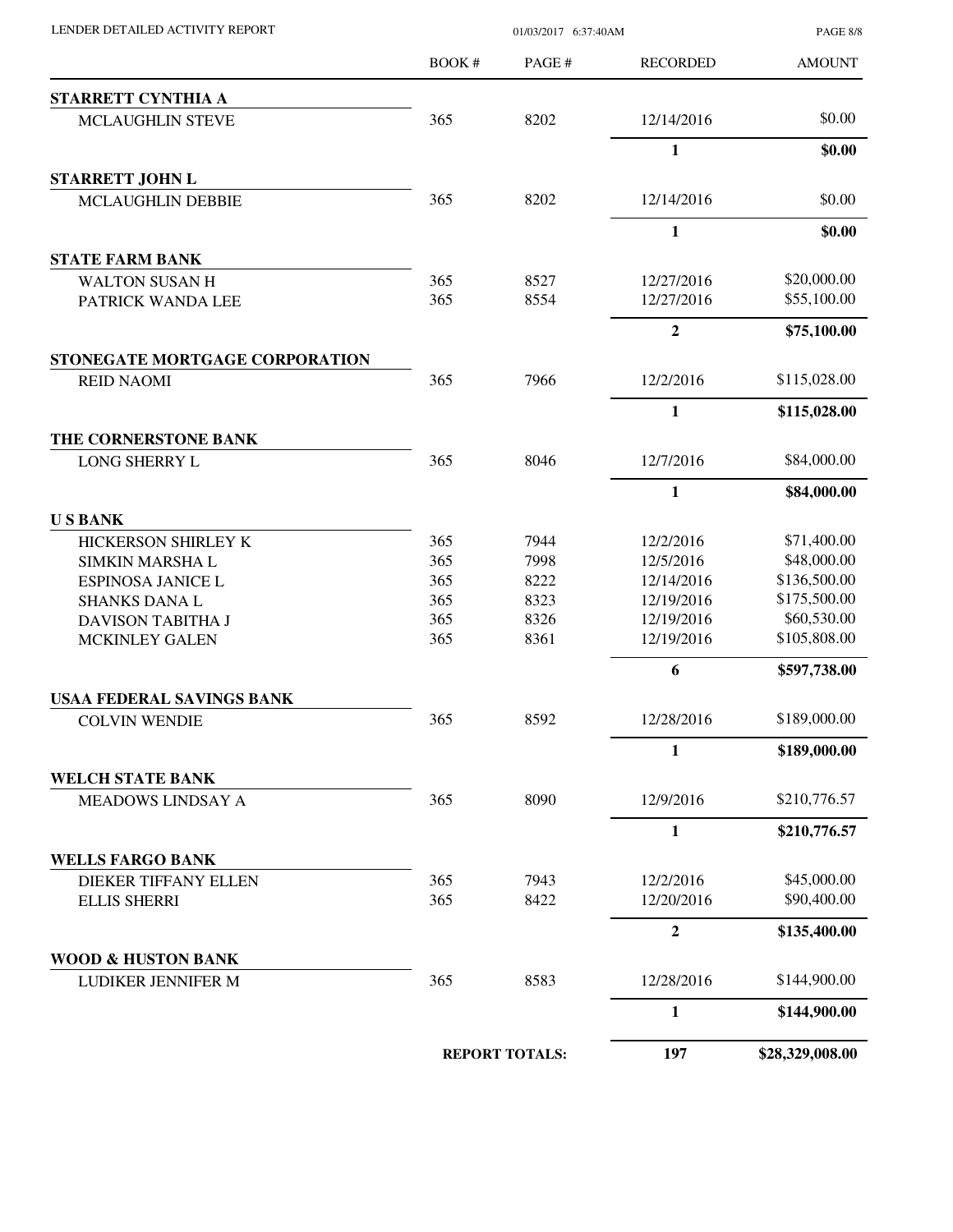| | BOOK # | PAGE # | RECORDED | AMOUNT |
|---|---|---|---|---|
| **STARRETT CYNTHIA A** | | | | |
| MCLAUGHLIN STEVE | 365 | 8202 | 12/14/2016 | $0.00 |
| | | | **1** | **$0.00** |
| **STARRETT JOHN L** | | | | |
| MCLAUGHLIN DEBBIE | 365 | 8202 | 12/14/2016 | $0.00 |
| | | | **1** | **$0.00** |
| **STATE FARM BANK** | | | | |
| WALTON SUSAN H | 365 | 8527 | 12/27/2016 | $20,000.00 |
| PATRICK WANDA LEE | 365 | 8554 | 12/27/2016 | $55,100.00 |
| | | | **2** | **$75,100.00** |
| **STONEGATE MORTGAGE CORPORATION** | | | | |
| REID NAOMI | 365 | 7966 | 12/2/2016 | $115,028.00 |
| | | | **1** | **$115,028.00** |
| **THE CORNERSTONE BANK** | | | | |
| LONG SHERRY L | 365 | 8046 | 12/7/2016 | $84,000.00 |
| | | | **1** | **$84,000.00** |
| **U S BANK** | | | | |
| HICKERSON SHIRLEY K | 365 | 7944 | 12/2/2016 | $71,400.00 |
| SIMKIN MARSHA L | 365 | 7998 | 12/5/2016 | $48,000.00 |
| ESPINOSA JANICE L | 365 | 8222 | 12/14/2016 | $136,500.00 |
| SHANKS DANA L | 365 | 8323 | 12/19/2016 | $175,500.00 |
| DAVISON TABITHA J | 365 | 8326 | 12/19/2016 | $60,530.00 |
| MCKINLEY GALEN | 365 | 8361 | 12/19/2016 | $105,808.00 |
| | | | **6** | **$597,738.00** |
| **USAA FEDERAL SAVINGS BANK** | | | | |
| COLVIN WENDIE | 365 | 8592 | 12/28/2016 | $189,000.00 |
| | | | **1** | **$189,000.00** |
| **WELCH STATE BANK** | | | | |
| MEADOWS LINDSAY A | 365 | 8090 | 12/9/2016 | $210,776.57 |
| | | | **1** | **$210,776.57** |
| **WELLS FARGO BANK** | | | | |
| DIEKER TIFFANY ELLEN | 365 | 7943 | 12/2/2016 | $45,000.00 |
| ELLIS SHERRI | 365 | 8422 | 12/20/2016 | $90,400.00 |
| | | | **2** | **$135,400.00** |
| **WOOD & HUSTON BANK** | | | | |
| LUDIKER JENNIFER M | 365 | 8583 | 12/28/2016 | $144,900.00 |
| | | | **1** | **$144,900.00** |
| | **REPORT TOTALS:** | | **197** | **$28,329,008.00** |